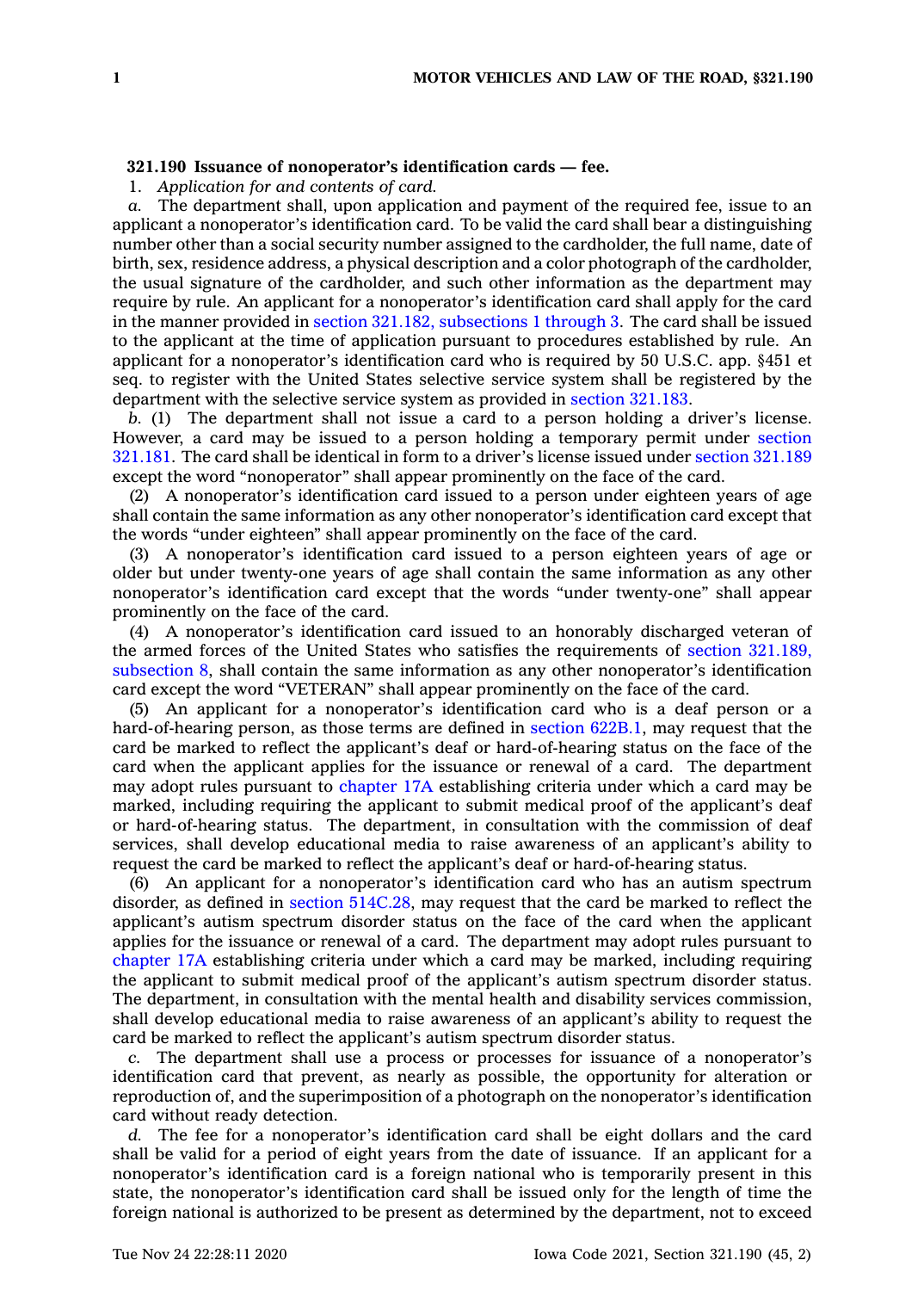**321.190 Issuance of nonoperator's identification cards — fee.**

1. *Application for and contents of card.*

*a.* The department shall, upon application and payment of the required fee, issue to an applicant a nonoperator's identification card. To be valid the card shall bear a distinguishing number other than a social security number assigned to the cardholder, the full name, date of birth, sex, residence address, a physical description and a color photograph of the cardholder, the usual signature of the cardholder, and such other information as the department may require by rule. An applicant for a nonoperator's identification card shall apply for the card in the manner provided in section 321.182, subsections 1 through 3. The card shall be issued to the applicant at the time of application pursuant to procedures established by rule. An applicant for a nonoperator's identification card who is required by 50 U.S.C. app. §451 et seq. to register with the United States selective service system shall be registered by the department with the selective service system as provided in section 321.183.

*b.* (1) The department shall not issue a card to a person holding a driver's license. However, a card may be issued to a person holding a temporary permit under section 321.181. The card shall be identical in form to a driver's license issued under section 321.189 except the word "nonoperator" shall appear prominently on the face of the card.

(2) A nonoperator's identification card issued to a person under eighteen years of age shall contain the same information as any other nonoperator's identification card except that the words "under eighteen" shall appear prominently on the face of the card.

(3) A nonoperator's identification card issued to a person eighteen years of age or older but under twenty-one years of age shall contain the same information as any other nonoperator's identification card except that the words "under twenty-one" shall appear prominently on the face of the card.

(4) A nonoperator's identification card issued to an honorably discharged veteran of the armed forces of the United States who satisfies the requirements of section 321.189, subsection 8, shall contain the same information as any other nonoperator's identification card except the word "VETERAN" shall appear prominently on the face of the card.

(5) An applicant for a nonoperator's identification card who is a deaf person or a hard-of-hearing person, as those terms are defined in section 622B.1, may request that the card be marked to reflect the applicant's deaf or hard-of-hearing status on the face of the card when the applicant applies for the issuance or renewal of a card. The department may adopt rules pursuant to chapter 17A establishing criteria under which a card may be marked, including requiring the applicant to submit medical proof of the applicant's deaf or hard-of-hearing status. The department, in consultation with the commission of deaf services, shall develop educational media to raise awareness of an applicant's ability to request the card be marked to reflect the applicant's deaf or hard-of-hearing status.

(6) An applicant for a nonoperator's identification card who has an autism spectrum disorder, as defined in section 514C.28, may request that the card be marked to reflect the applicant's autism spectrum disorder status on the face of the card when the applicant applies for the issuance or renewal of a card. The department may adopt rules pursuant to chapter 17A establishing criteria under which a card may be marked, including requiring the applicant to submit medical proof of the applicant's autism spectrum disorder status. The department, in consultation with the mental health and disability services commission, shall develop educational media to raise awareness of an applicant's ability to request the card be marked to reflect the applicant's autism spectrum disorder status.

*c.* The department shall use a process or processes for issuance of a nonoperator's identification card that prevent, as nearly as possible, the opportunity for alteration or reproduction of, and the superimposition of a photograph on the nonoperator's identification card without ready detection.

*d.* The fee for a nonoperator's identification card shall be eight dollars and the card shall be valid for a period of eight years from the date of issuance. If an applicant for a nonoperator's identification card is a foreign national who is temporarily present in this state, the nonoperator's identification card shall be issued only for the length of time the foreign national is authorized to be present as determined by the department, not to exceed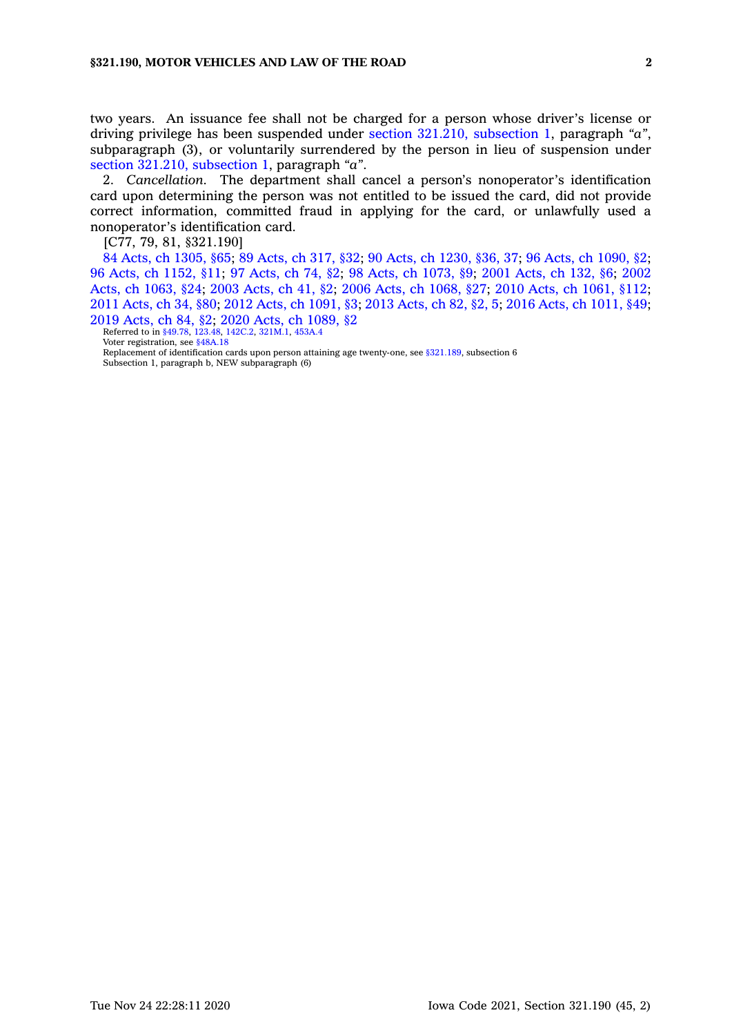two years. An issuance fee shall not be charged for a person whose driver's license or driving privilege has been suspended under section 321.210, subsection 1, paragraph *"a"*, subparagraph (3), or voluntarily surrendered by the person in lieu of suspension under section 321.210, subsection 1, paragraph *"a"*.

2. *Cancellation.* The department shall cancel a person's nonoperator's identification card upon determining the person was not entitled to be issued the card, did not provide correct information, committed fraud in applying for the card, or unlawfully used a nonoperator's identification card.

[C77, 79, 81, §321.190]

84 Acts, ch 1305, §65; 89 Acts, ch 317, §32; 90 Acts, ch 1230, §36, 37; 96 Acts, ch 1090, §2; 96 Acts, ch 1152, §11; 97 Acts, ch 74, §2; 98 Acts, ch 1073, §9; 2001 Acts, ch 132, §6; 2002 Acts, ch 1063, §24; 2003 Acts, ch 41, §2; 2006 Acts, ch 1068, §27; 2010 Acts, ch 1061, §112; 2011 Acts, ch 34, §80; 2012 Acts, ch 1091, §3; 2013 Acts, ch 82, §2, 5; 2016 Acts, ch 1011, §49; 2019 Acts, ch 84, §2; 2020 Acts, ch 1089, §2

Referred to in §49.78, 123.48, 142C.2, 321M.1, 453A.4

Voter registration, see §48A.18

Replacement of identification cards upon person attaining age twenty-one, see §321.189, subsection 6

Subsection 1, paragraph b, NEW subparagraph (6)